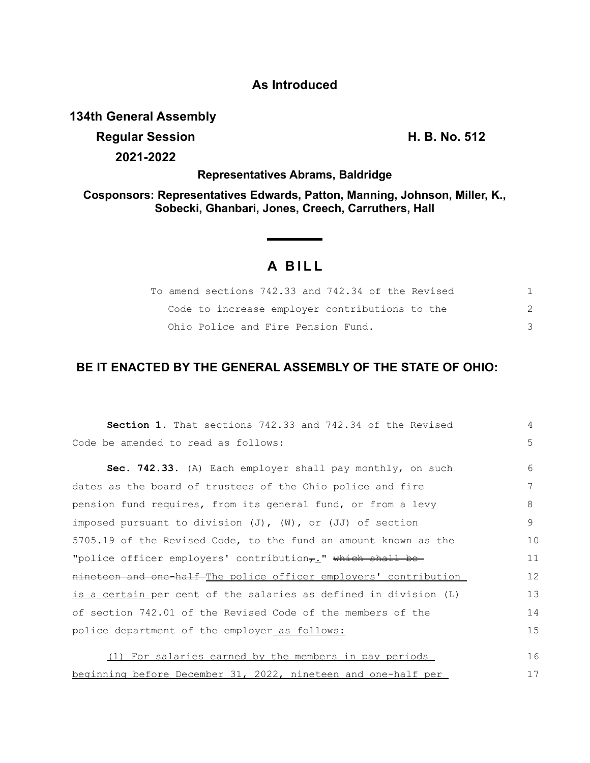**As Introduced**

**134th General Assembly**

**Regular Session** **H. B. No. 512**

**2021-2022**

**Representatives Abrams, Baldridge**

**Cosponsors: Representatives Edwards, Patton, Manning, Johnson, Miller, K., Sobecki, Ghanbari, Jones, Creech, Carruthers, Hall**

# A BILL

To amend sections 742.33 and 742.34 of the Revised Code to increase employer contributions to the Ohio Police and Fire Pension Fund.

## BE IT ENACTED BY THE GENERAL ASSEMBLY OF THE STATE OF OHIO:

**Section 1.** That sections 742.33 and 742.34 of the Revised Code be amended to read as follows:

**Sec. 742.33.** (A) Each employer shall pay monthly, on such dates as the board of trustees of the Ohio police and fire pension fund requires, from its general fund, or from a levy imposed pursuant to division (J), (W), or (JJ) of section 5705.19 of the Revised Code, to the fund an amount known as the "police officer employers' contribution~~,~~<u>.</u>" ~~which shall be nineteen and one-half~~ <u>The police officer employers' contribution is a certain</u> per cent of the salaries as defined in division (L) of section 742.01 of the Revised Code of the members of the police department of the employer<u> as follows:</u>

<u>(1) For salaries earned by the members in pay periods beginning before December 31, 2022, nineteen and one-half per</u>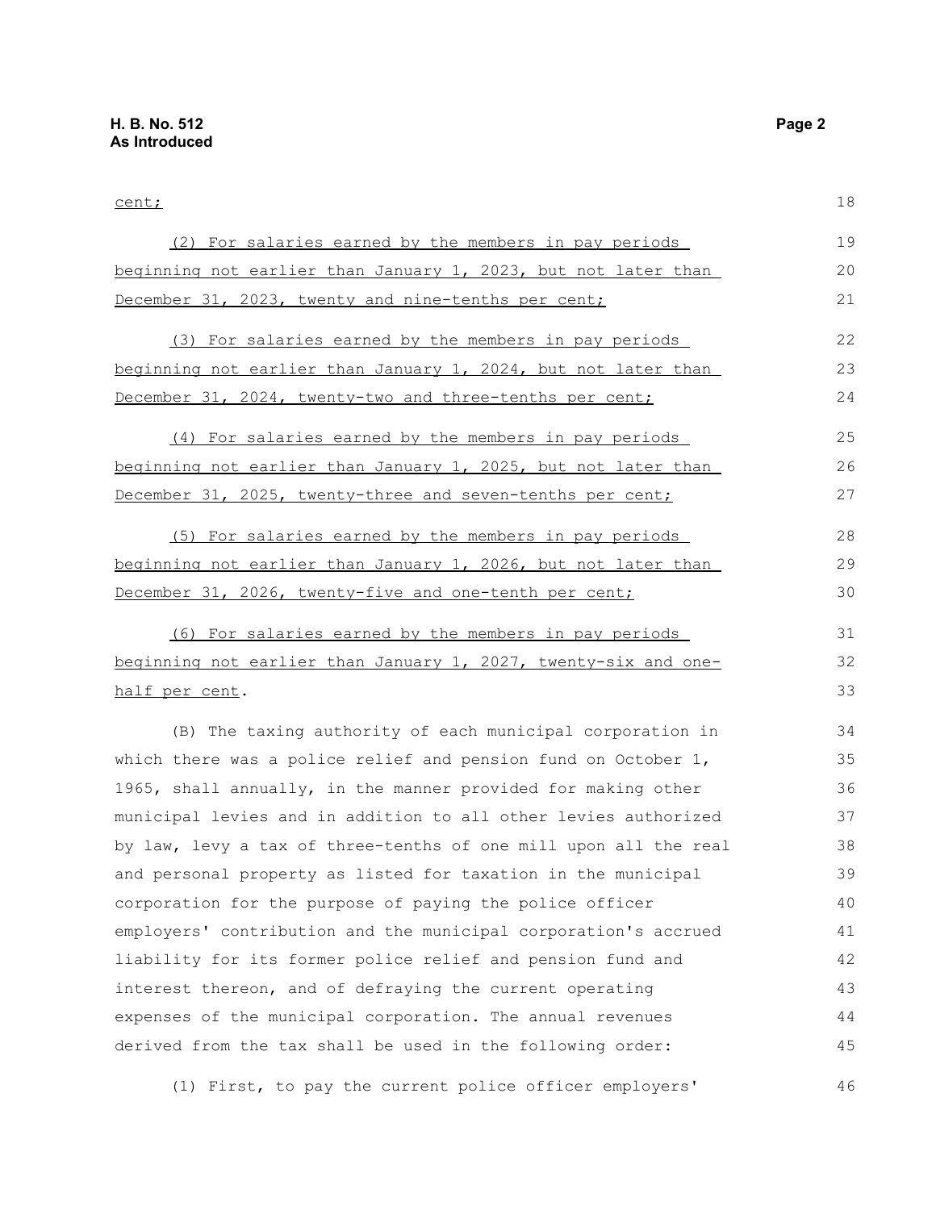cent;

(2) For salaries earned by the members in pay periods beginning not earlier than January 1, 2023, but not later than December 31, 2023, twenty and nine-tenths per cent;

(3) For salaries earned by the members in pay periods beginning not earlier than January 1, 2024, but not later than December 31, 2024, twenty-two and three-tenths per cent;

(4) For salaries earned by the members in pay periods beginning not earlier than January 1, 2025, but not later than December 31, 2025, twenty-three and seven-tenths per cent;

(5) For salaries earned by the members in pay periods beginning not earlier than January 1, 2026, but not later than December 31, 2026, twenty-five and one-tenth per cent;

(6) For salaries earned by the members in pay periods beginning not earlier than January 1, 2027, twenty-six and one-half per cent.

(B) The taxing authority of each municipal corporation in which there was a police relief and pension fund on October 1, 1965, shall annually, in the manner provided for making other municipal levies and in addition to all other levies authorized by law, levy a tax of three-tenths of one mill upon all the real and personal property as listed for taxation in the municipal corporation for the purpose of paying the police officer employers' contribution and the municipal corporation's accrued liability for its former police relief and pension fund and interest thereon, and of defraying the current operating expenses of the municipal corporation. The annual revenues derived from the tax shall be used in the following order:

(1) First, to pay the current police officer employers'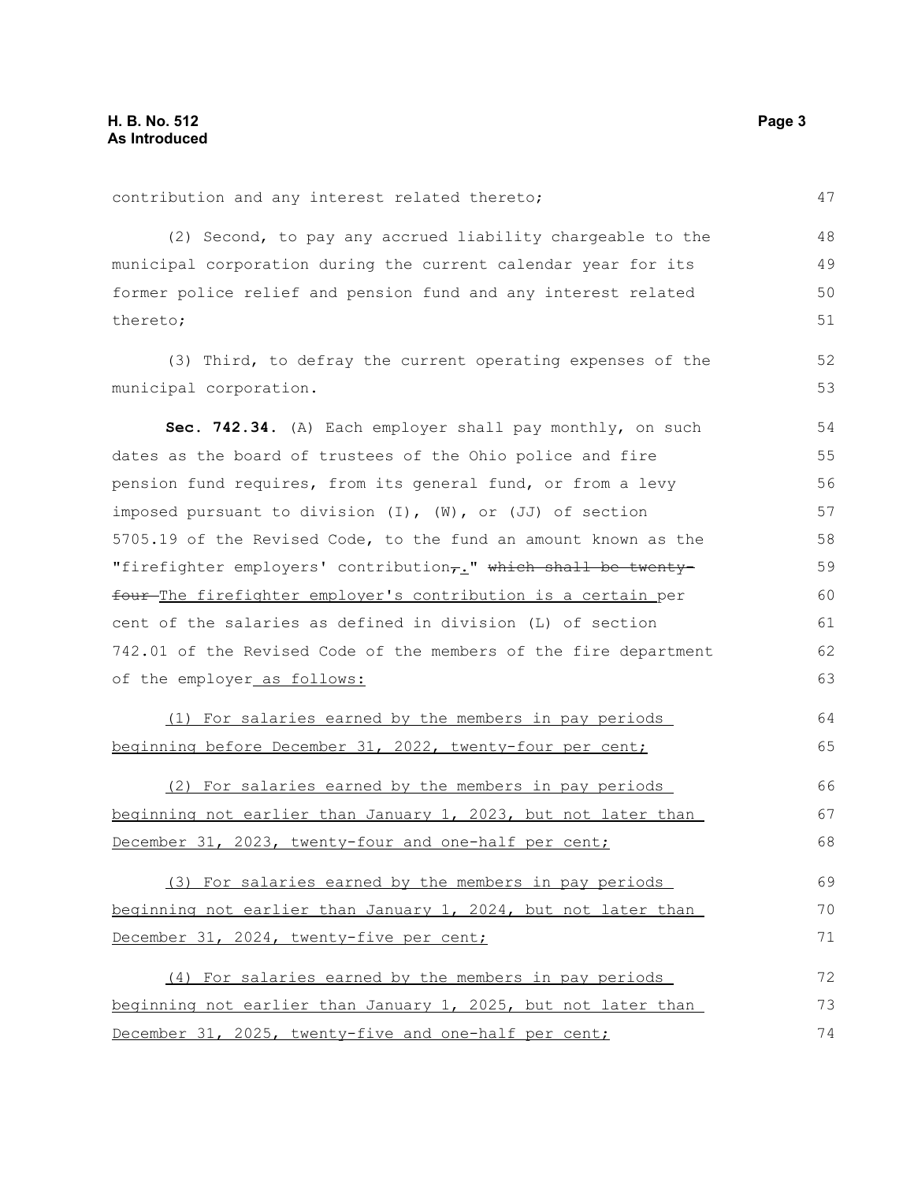contribution and any interest related thereto;

(2) Second, to pay any accrued liability chargeable to the municipal corporation during the current calendar year for its former police relief and pension fund and any interest related thereto;

(3) Third, to defray the current operating expenses of the municipal corporation.

**Sec. 742.34.** (A) Each employer shall pay monthly, on such dates as the board of trustees of the Ohio police and fire pension fund requires, from its general fund, or from a levy imposed pursuant to division (I), (W), or (JJ) of section 5705.19 of the Revised Code, to the fund an amount known as the "firefighter employers' contribution~~,~~." ~~which shall be twenty-four~~ The firefighter employer's contribution is a certain per cent of the salaries as defined in division (L) of section 742.01 of the Revised Code of the members of the fire department of the employer as follows:

(1) For salaries earned by the members in pay periods beginning before December 31, 2022, twenty-four per cent;

(2) For salaries earned by the members in pay periods beginning not earlier than January 1, 2023, but not later than December 31, 2023, twenty-four and one-half per cent;

(3) For salaries earned by the members in pay periods beginning not earlier than January 1, 2024, but not later than December 31, 2024, twenty-five per cent;

(4) For salaries earned by the members in pay periods beginning not earlier than January 1, 2025, but not later than December 31, 2025, twenty-five and one-half per cent;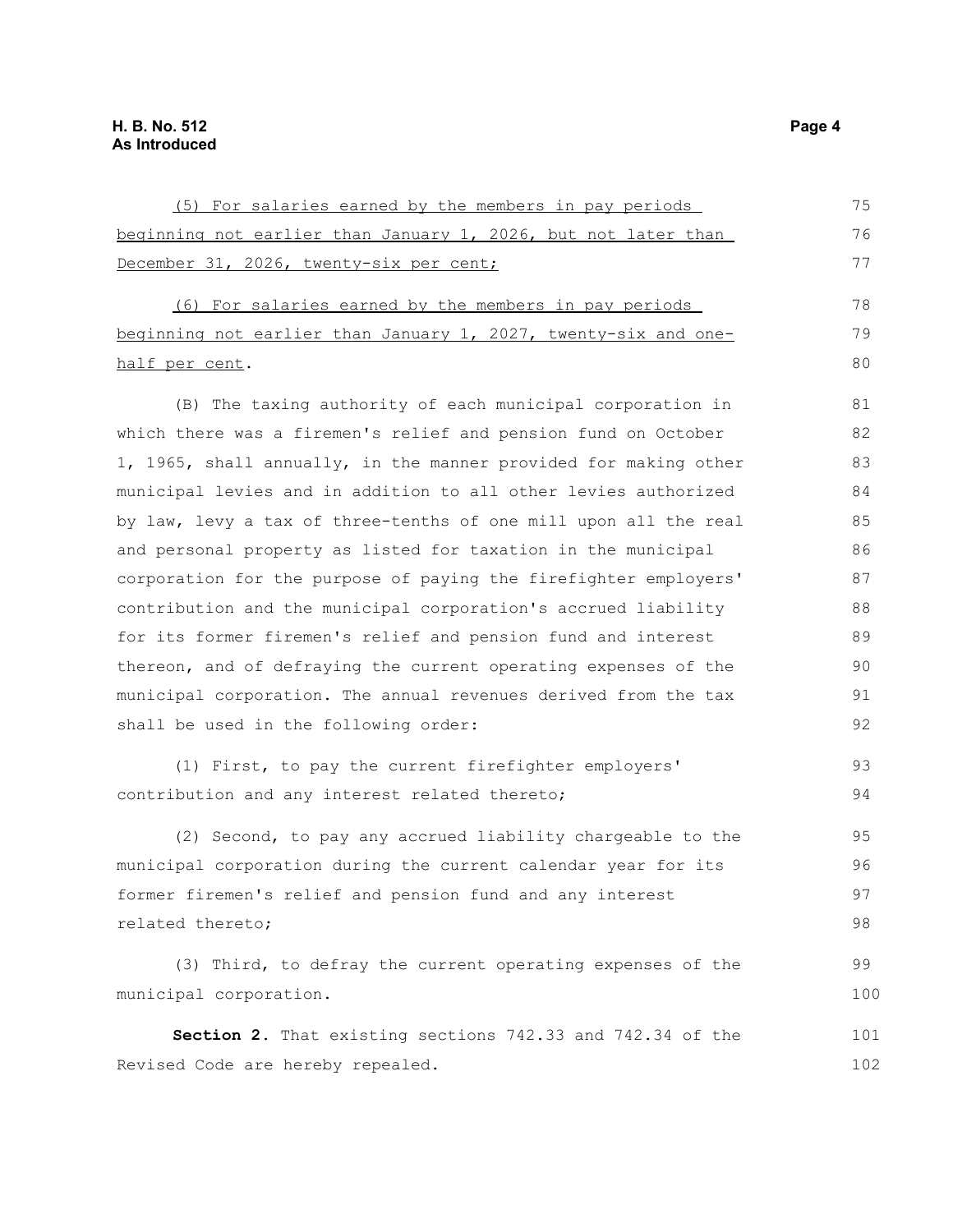(5) For salaries earned by the members in pay periods beginning not earlier than January 1, 2026, but not later than December 31, 2026, twenty-six per cent;

(6) For salaries earned by the members in pay periods beginning not earlier than January 1, 2027, twenty-six and one-half per cent.

(B) The taxing authority of each municipal corporation in which there was a firemen's relief and pension fund on October 1, 1965, shall annually, in the manner provided for making other municipal levies and in addition to all other levies authorized by law, levy a tax of three-tenths of one mill upon all the real and personal property as listed for taxation in the municipal corporation for the purpose of paying the firefighter employers' contribution and the municipal corporation's accrued liability for its former firemen's relief and pension fund and interest thereon, and of defraying the current operating expenses of the municipal corporation. The annual revenues derived from the tax shall be used in the following order:

(1) First, to pay the current firefighter employers' contribution and any interest related thereto;

(2) Second, to pay any accrued liability chargeable to the municipal corporation during the current calendar year for its former firemen's relief and pension fund and any interest related thereto;

(3) Third, to defray the current operating expenses of the municipal corporation.

**Section 2.** That existing sections 742.33 and 742.34 of the Revised Code are hereby repealed.